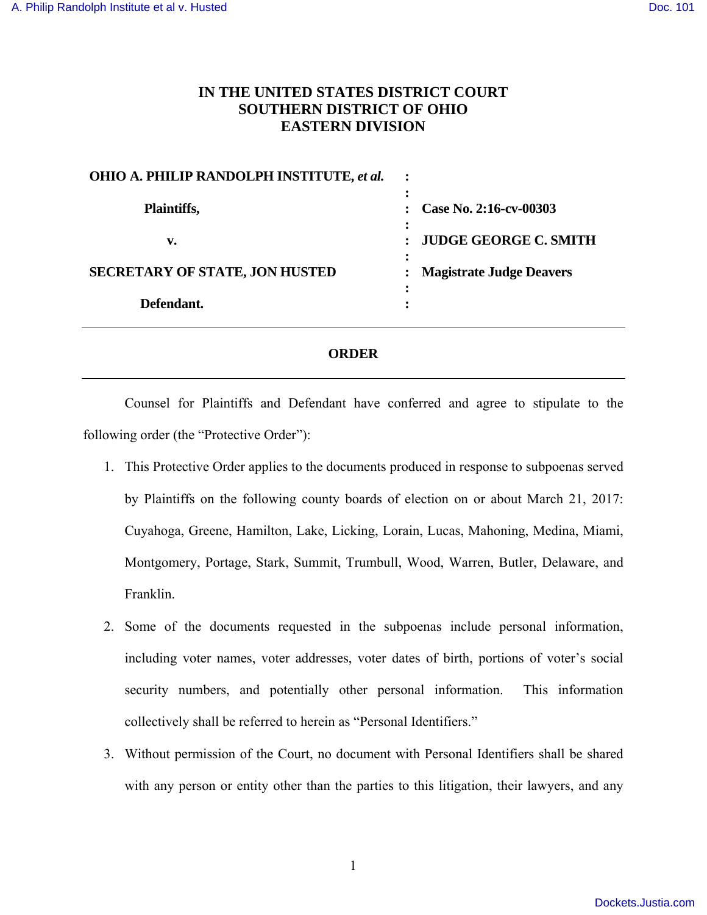# IN THE UNITED STATES DISTRICT COURT
# SOUTHERN DISTRICT OF OHIO
# EASTERN DIVISION

| | | |
|---|---|---|
| **OHIO A. PHILIP RANDOLPH INSTITUTE, *et al.*** | : | |
| | : | |
| **Plaintiffs,** | : | **Case No. 2:16-cv-00303** |
| | : | |
| **v.** | : | **JUDGE GEORGE C. SMITH** |
| | : | |
| **SECRETARY OF STATE, JON HUSTED** | : | **Magistrate Judge Deavers** |
| | : | |
| **Defendant.** | : | |

## ORDER

Counsel for Plaintiffs and Defendant have conferred and agree to stipulate to the following order (the "Protective Order"):

1. This Protective Order applies to the documents produced in response to subpoenas served by Plaintiffs on the following county boards of election on or about March 21, 2017: Cuyahoga, Greene, Hamilton, Lake, Licking, Lorain, Lucas, Mahoning, Medina, Miami, Montgomery, Portage, Stark, Summit, Trumbull, Wood, Warren, Butler, Delaware, and Franklin.

2. Some of the documents requested in the subpoenas include personal information, including voter names, voter addresses, voter dates of birth, portions of voter's social security numbers, and potentially other personal information. This information collectively shall be referred to herein as "Personal Identifiers."

3. Without permission of the Court, no document with Personal Identifiers shall be shared with any person or entity other than the parties to this litigation, their lawyers, and any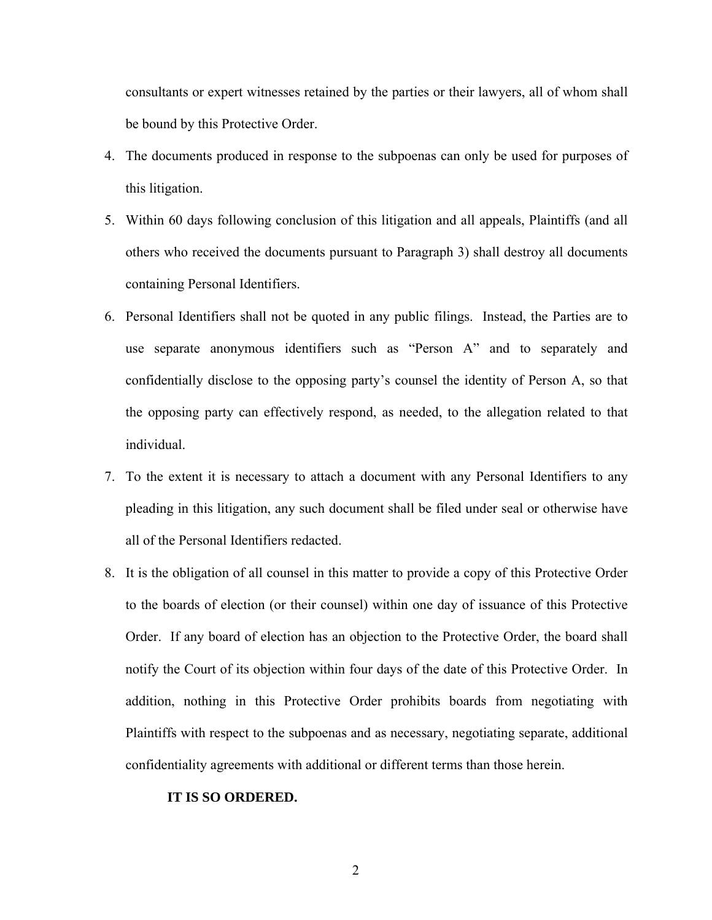consultants or expert witnesses retained by the parties or their lawyers, all of whom shall be bound by this Protective Order.

4. The documents produced in response to the subpoenas can only be used for purposes of this litigation.
5. Within 60 days following conclusion of this litigation and all appeals, Plaintiffs (and all others who received the documents pursuant to Paragraph 3) shall destroy all documents containing Personal Identifiers.
6. Personal Identifiers shall not be quoted in any public filings. Instead, the Parties are to use separate anonymous identifiers such as "Person A" and to separately and confidentially disclose to the opposing party's counsel the identity of Person A, so that the opposing party can effectively respond, as needed, to the allegation related to that individual.
7. To the extent it is necessary to attach a document with any Personal Identifiers to any pleading in this litigation, any such document shall be filed under seal or otherwise have all of the Personal Identifiers redacted.
8. It is the obligation of all counsel in this matter to provide a copy of this Protective Order to the boards of election (or their counsel) within one day of issuance of this Protective Order. If any board of election has an objection to the Protective Order, the board shall notify the Court of its objection within four days of the date of this Protective Order. In addition, nothing in this Protective Order prohibits boards from negotiating with Plaintiffs with respect to the subpoenas and as necessary, negotiating separate, additional confidentiality agreements with additional or different terms than those herein.

**IT IS SO ORDERED.**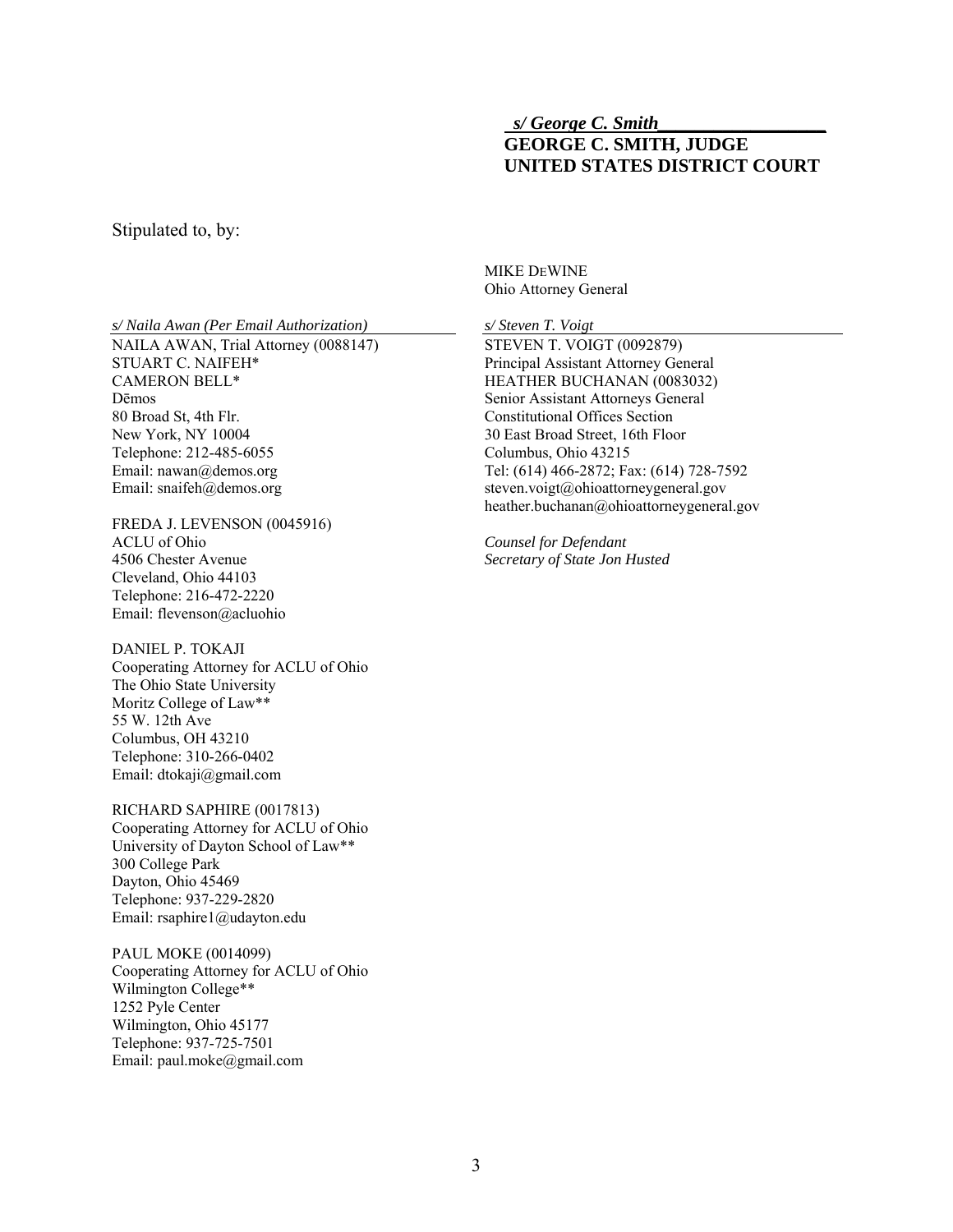*s/ George C. Smith*

**GEORGE C. SMITH, JUDGE**
**UNITED STATES DISTRICT COURT**

Stipulated to, by:

*s/ Naila Awan (Per Email Authorization)*
NAILA AWAN, Trial Attorney (0088147)
STUART C. NAIFEH*
CAMERON BELL*
Dēmos
80 Broad St, 4th Flr.
New York, NY 10004
Telephone: 212-485-6055
Email: nawan@demos.org
Email: snaifeh@demos.org

FREDA J. LEVENSON (0045916)
ACLU of Ohio
4506 Chester Avenue
Cleveland, Ohio 44103
Telephone: 216-472-2220
Email: flevenson@acluohio

DANIEL P. TOKAJI
Cooperating Attorney for ACLU of Ohio
The Ohio State University
Moritz College of Law**
55 W. 12th Ave
Columbus, OH 43210
Telephone: 310-266-0402
Email: dtokaji@gmail.com

RICHARD SAPHIRE (0017813)
Cooperating Attorney for ACLU of Ohio
University of Dayton School of Law**
300 College Park
Dayton, Ohio 45469
Telephone: 937-229-2820
Email: rsaphire1@udayton.edu

PAUL MOKE (0014099)
Cooperating Attorney for ACLU of Ohio
Wilmington College**
1252 Pyle Center
Wilmington, Ohio 45177
Telephone: 937-725-7501
Email: paul.moke@gmail.com

MIKE DEWINE
Ohio Attorney General

*s/ Steven T. Voigt*
STEVEN T. VOIGT (0092879)
Principal Assistant Attorney General
HEATHER BUCHANAN (0083032)
Senior Assistant Attorneys General
Constitutional Offices Section
30 East Broad Street, 16th Floor
Columbus, Ohio 43215
Tel: (614) 466-2872; Fax: (614) 728-7592
steven.voigt@ohioattorneygeneral.gov
heather.buchanan@ohioattorneygeneral.gov

*Counsel for Defendant*
*Secretary of State Jon Husted*